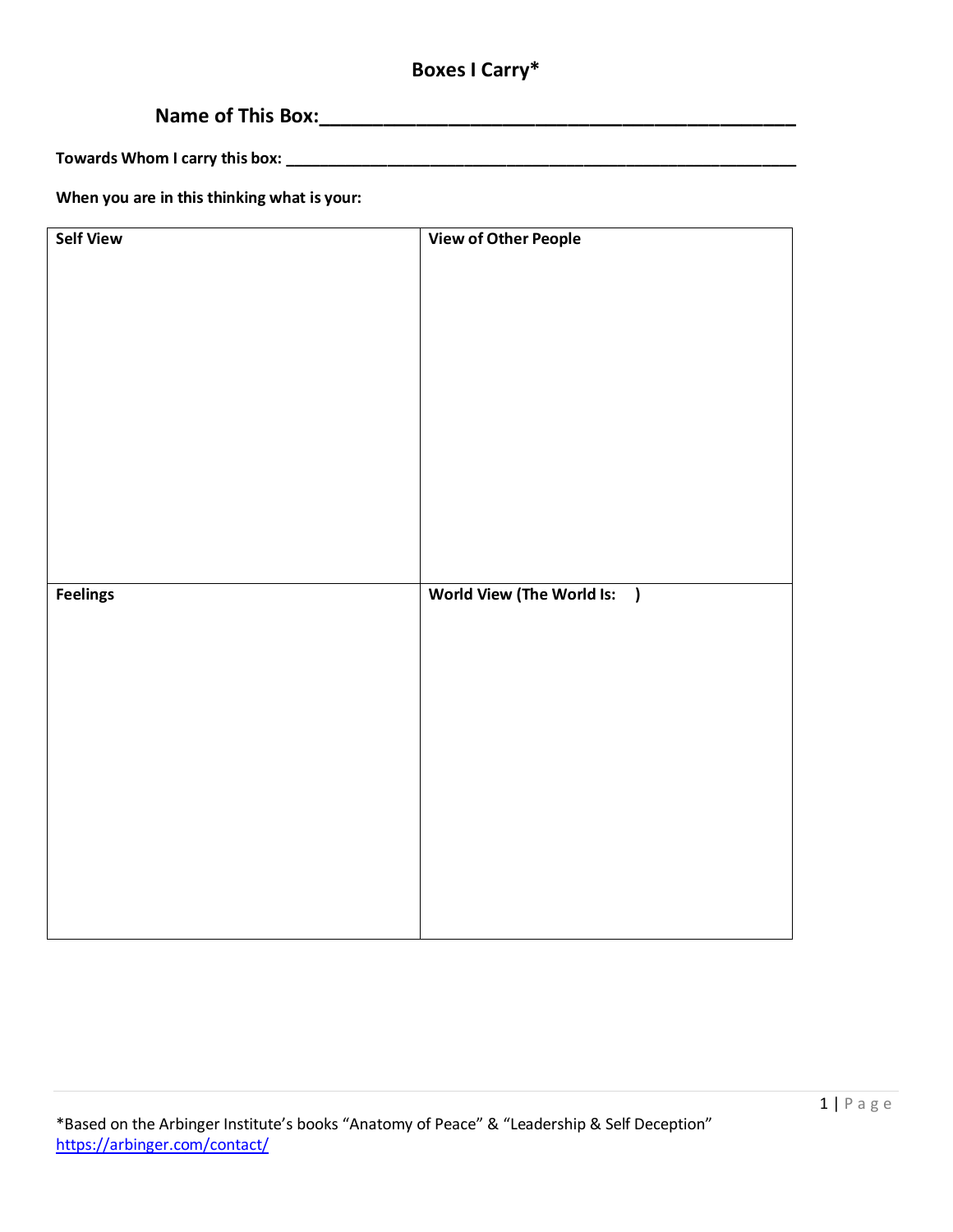# Boxes I Carry*

## Name of This Box:___________________________________________

**Towards Whom I carry this box:** ___________________________________________________________

**When you are in this thinking what is your:**

| **Self View** | **View of Other People** |
|---|---|
| | |
| **Feelings** | **World View (The World Is: )** |
| | |

*Based on the Arbinger Institute's books "Anatomy of Peace" & "Leadership & Self Deception"
[https://arbinger.com/contact/](https://arbinger.com/contact/)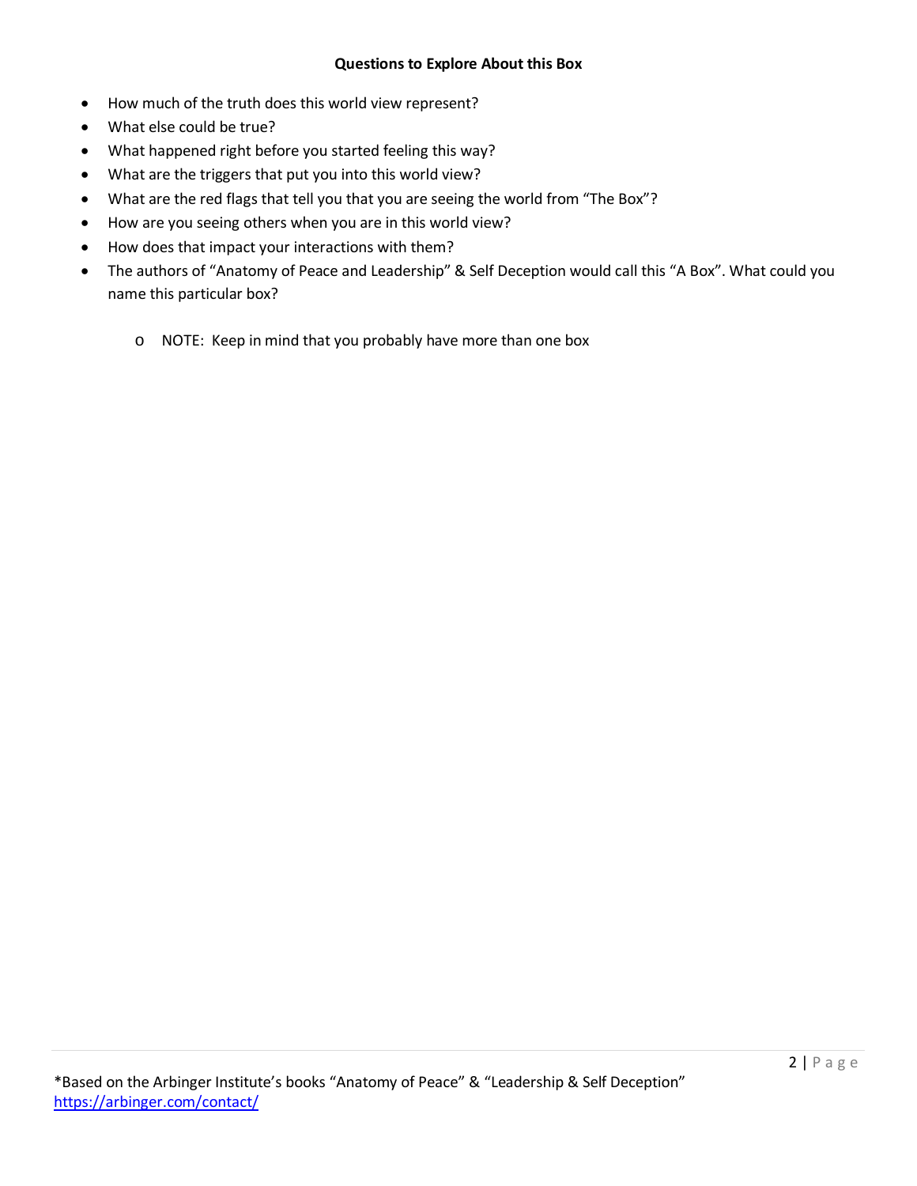**Questions to Explore About this Box**

- How much of the truth does this world view represent?
- What else could be true?
- What happened right before you started feeling this way?
- What are the triggers that put you into this world view?
- What are the red flags that tell you that you are seeing the world from "The Box"?
- How are you seeing others when you are in this world view?
- How does that impact your interactions with them?
- The authors of "Anatomy of Peace and Leadership" & Self Deception would call this "A Box". What could you name this particular box?
    - NOTE: Keep in mind that you probably have more than one box

*Based on the Arbinger Institute's books "Anatomy of Peace" & "Leadership & Self Deception"
https://arbinger.com/contact/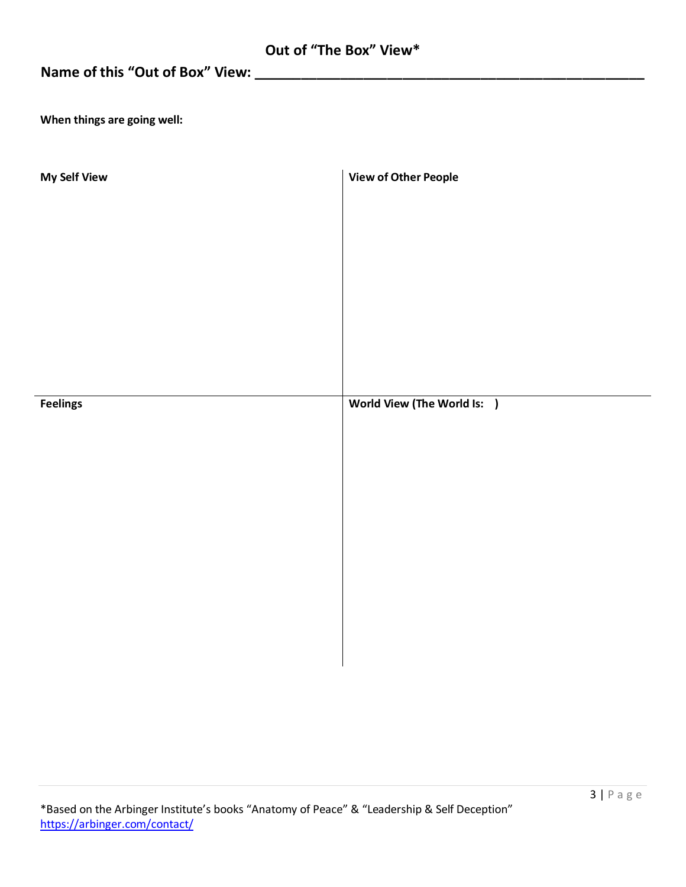## Out of “The Box” View*

**Name of this “Out of Box” View: ___________________________________________**

**When things are going well:**

| **My Self View** | **View of Other People** |
| --- | --- |
| | |
| **Feelings** | **World View (The World Is: )** |
| | |

*Based on the Arbinger Institute’s books “Anatomy of Peace” & “Leadership & Self Deception”
https://arbinger.com/contact/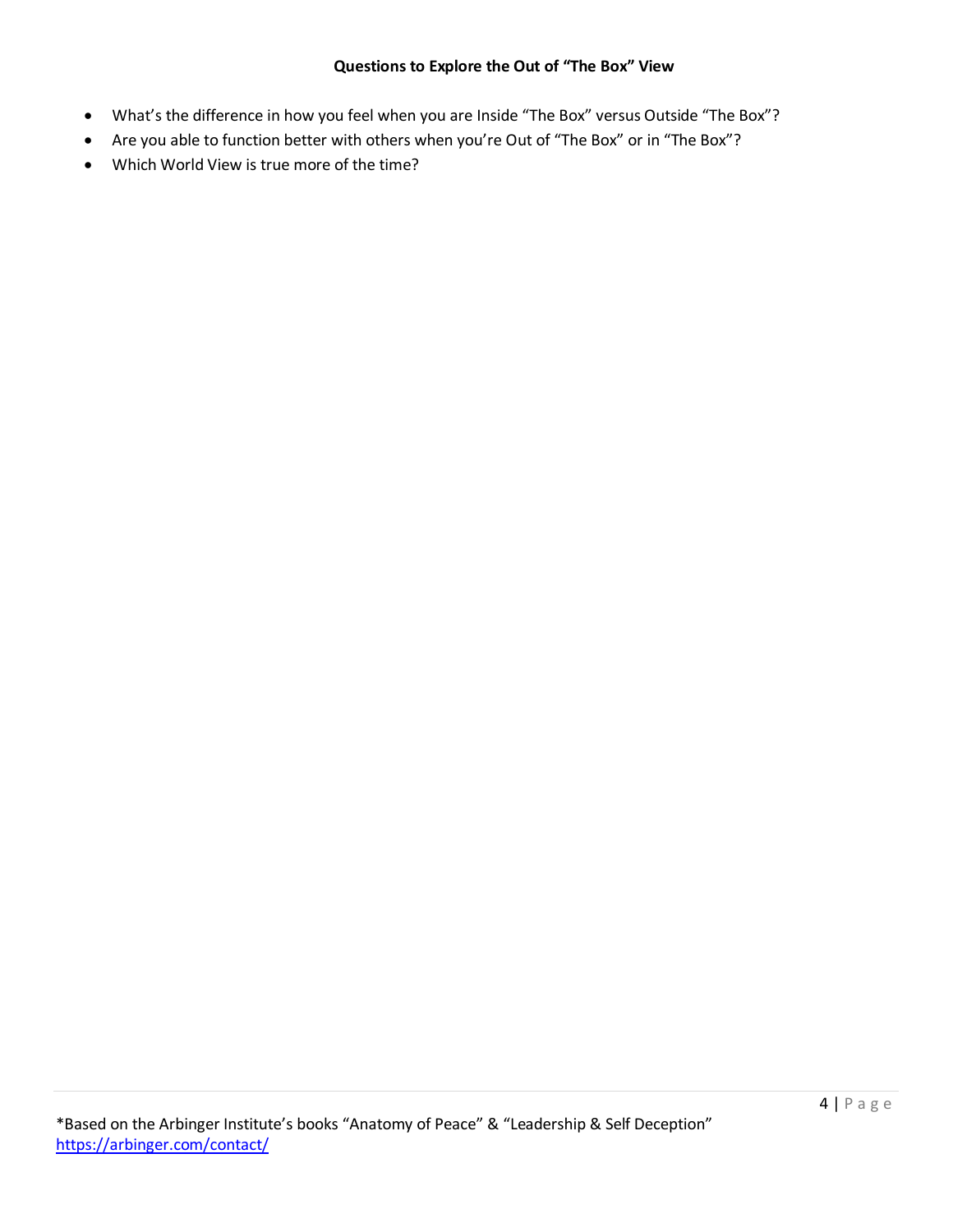**Questions to Explore the Out of "The Box" View**

- What's the difference in how you feel when you are Inside "The Box" versus Outside "The Box"?
- Are you able to function better with others when you're Out of "The Box" or in "The Box"?
- Which World View is true more of the time?

*Based on the Arbinger Institute's books "Anatomy of Peace" & "Leadership & Self Deception"
https://arbinger.com/contact/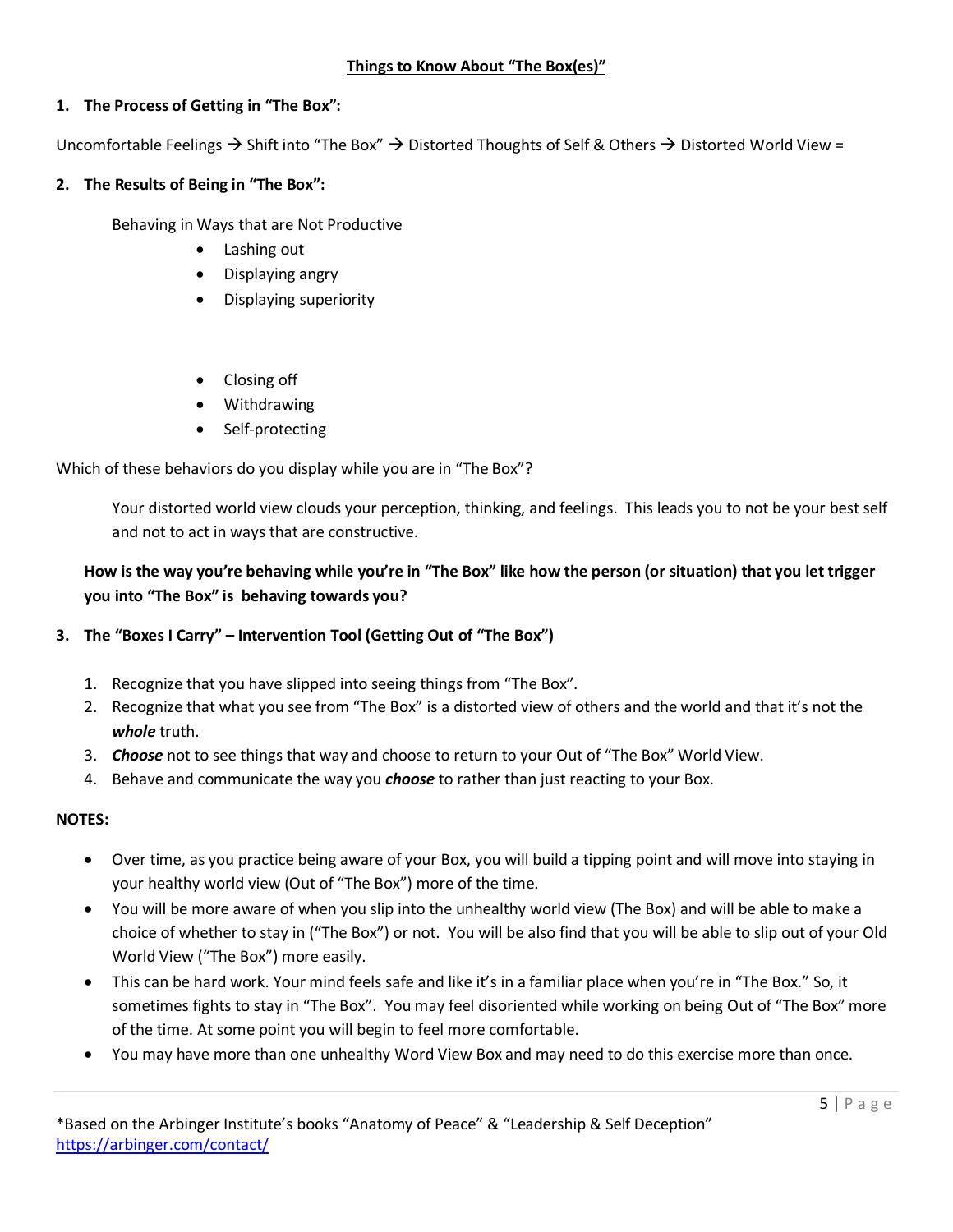## Things to Know About "The Box(es)"

1. **The Process of Getting in "The Box":**

Uncomfortable Feelings → Shift into "The Box" → Distorted Thoughts of Self & Others → Distorted World View =

2. **The Results of Being in "The Box":**

Behaving in Ways that are Not Productive

- Lashing out
- Displaying angry
- Displaying superiority

- Closing off
- Withdrawing
- Self-protecting

Which of these behaviors do you display while you are in "The Box"?

Your distorted world view clouds your perception, thinking, and feelings. This leads you to not be your best self and not to act in ways that are constructive.

**How is the way you're behaving while you're in "The Box" like how the person (or situation) that you let trigger you into "The Box" is behaving towards you?**

3. **The "Boxes I Carry" – Intervention Tool (Getting Out of "The Box")**

1. Recognize that you have slipped into seeing things from "The Box".
2. Recognize that what you see from "The Box" is a distorted view of others and the world and that it's not the ***whole*** truth.
3. ***Choose*** not to see things that way and choose to return to your Out of "The Box" World View.
4. Behave and communicate the way you ***choose*** to rather than just reacting to your Box.

**NOTES:**

- Over time, as you practice being aware of your Box, you will build a tipping point and will move into staying in your healthy world view (Out of "The Box") more of the time.
- You will be more aware of when you slip into the unhealthy world view (The Box) and will be able to make a choice of whether to stay in ("The Box") or not. You will be also find that you will be able to slip out of your Old World View ("The Box") more easily.
- This can be hard work. Your mind feels safe and like it's in a familiar place when you're in "The Box." So, it sometimes fights to stay in "The Box". You may feel disoriented while working on being Out of "The Box" more of the time. At some point you will begin to feel more comfortable.
- You may have more than one unhealthy Word View Box and may need to do this exercise more than once.

*Based on the Arbinger Institute's books "Anatomy of Peace" & "Leadership & Self Deception"
https://arbinger.com/contact/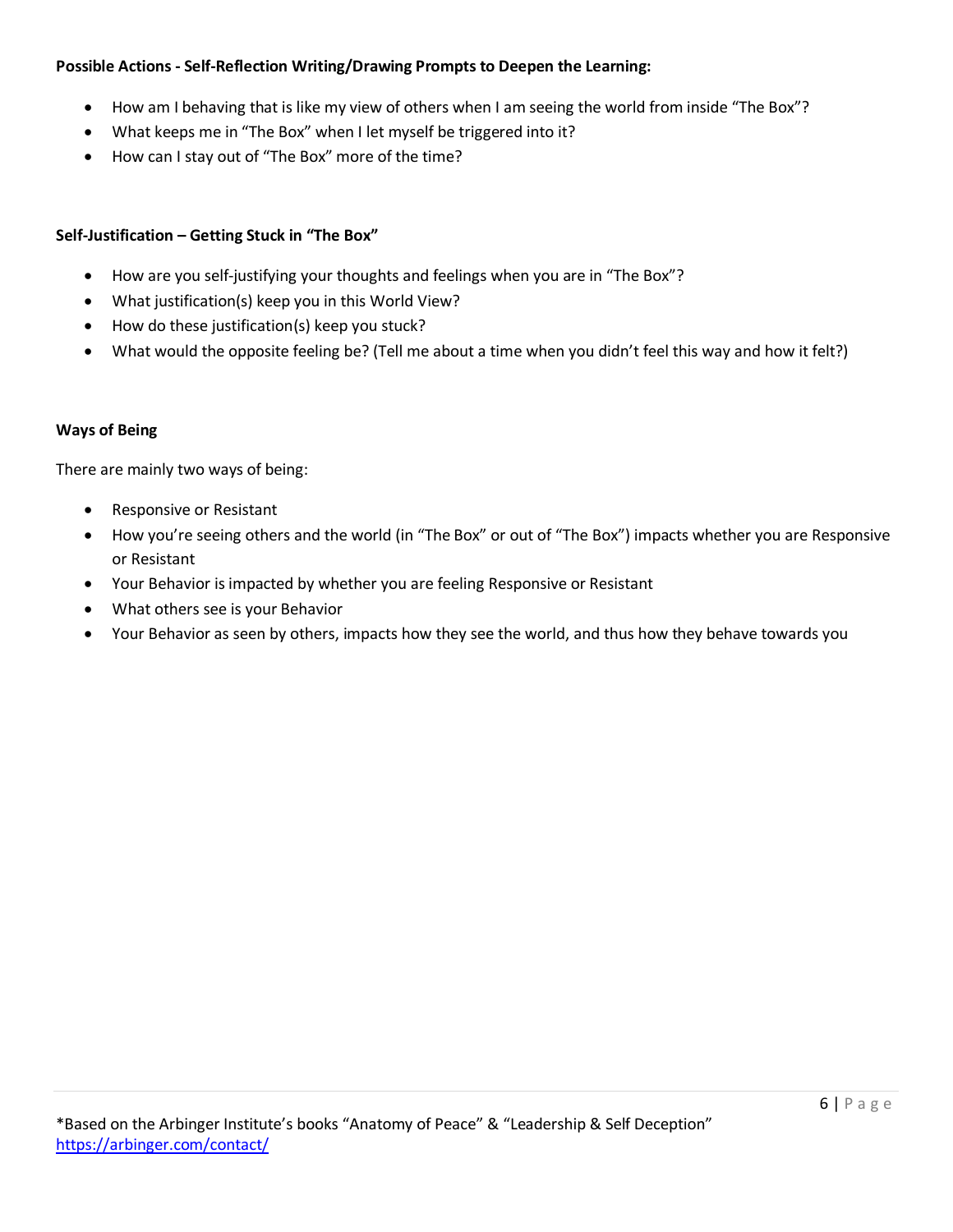**Possible Actions - Self-Reflection Writing/Drawing Prompts to Deepen the Learning:**

- How am I behaving that is like my view of others when I am seeing the world from inside "The Box"?
- What keeps me in "The Box" when I let myself be triggered into it?
- How can I stay out of "The Box" more of the time?

**Self-Justification – Getting Stuck in "The Box"**

- How are you self-justifying your thoughts and feelings when you are in "The Box"?
- What justification(s) keep you in this World View?
- How do these justification(s) keep you stuck?
- What would the opposite feeling be? (Tell me about a time when you didn't feel this way and how it felt?)

**Ways of Being**

There are mainly two ways of being:

- Responsive or Resistant
- How you're seeing others and the world (in "The Box" or out of "The Box") impacts whether you are Responsive or Resistant
- Your Behavior is impacted by whether you are feeling Responsive or Resistant
- What others see is your Behavior
- Your Behavior as seen by others, impacts how they see the world, and thus how they behave towards you

*Based on the Arbinger Institute's books "Anatomy of Peace" & "Leadership & Self Deception"
https://arbinger.com/contact/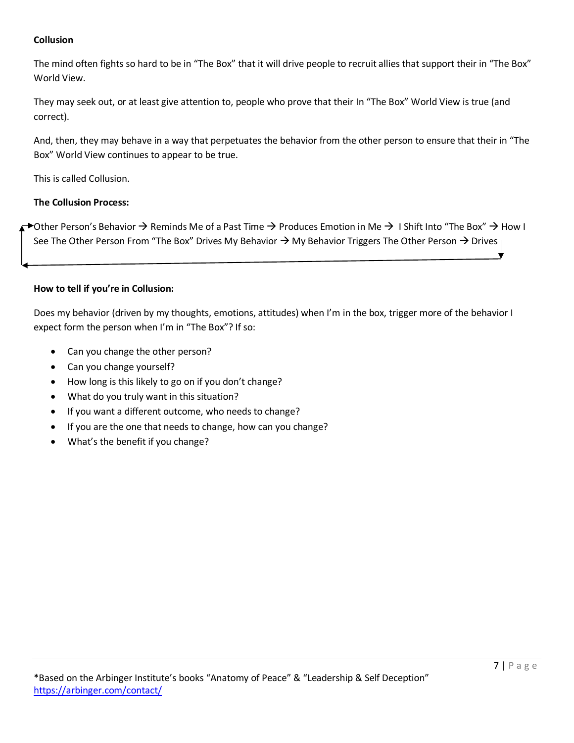**Collusion**

The mind often fights so hard to be in “The Box” that it will drive people to recruit allies that support their in “The Box” World View.

They may seek out, or at least give attention to, people who prove that their In “The Box” World View is true (and correct).

And, then, they may behave in a way that perpetuates the behavior from the other person to ensure that their in “The Box” World View continues to appear to be true.

This is called Collusion.

**The Collusion Process:**

Other Person’s Behavior → Reminds Me of a Past Time → Produces Emotion in Me → I Shift Into “The Box” → How I See The Other Person From “The Box” Drives My Behavior → My Behavior Triggers The Other Person → Drives

**How to tell if you’re in Collusion:**

Does my behavior (driven by my thoughts, emotions, attitudes) when I’m in the box, trigger more of the behavior I expect form the person when I’m in “The Box”? If so:

- Can you change the other person?
- Can you change yourself?
- How long is this likely to go on if you don’t change?
- What do you truly want in this situation?
- If you want a different outcome, who needs to change?
- If you are the one that needs to change, how can you change?
- What’s the benefit if you change?

*Based on the Arbinger Institute’s books “Anatomy of Peace” & “Leadership & Self Deception”
https://arbinger.com/contact/